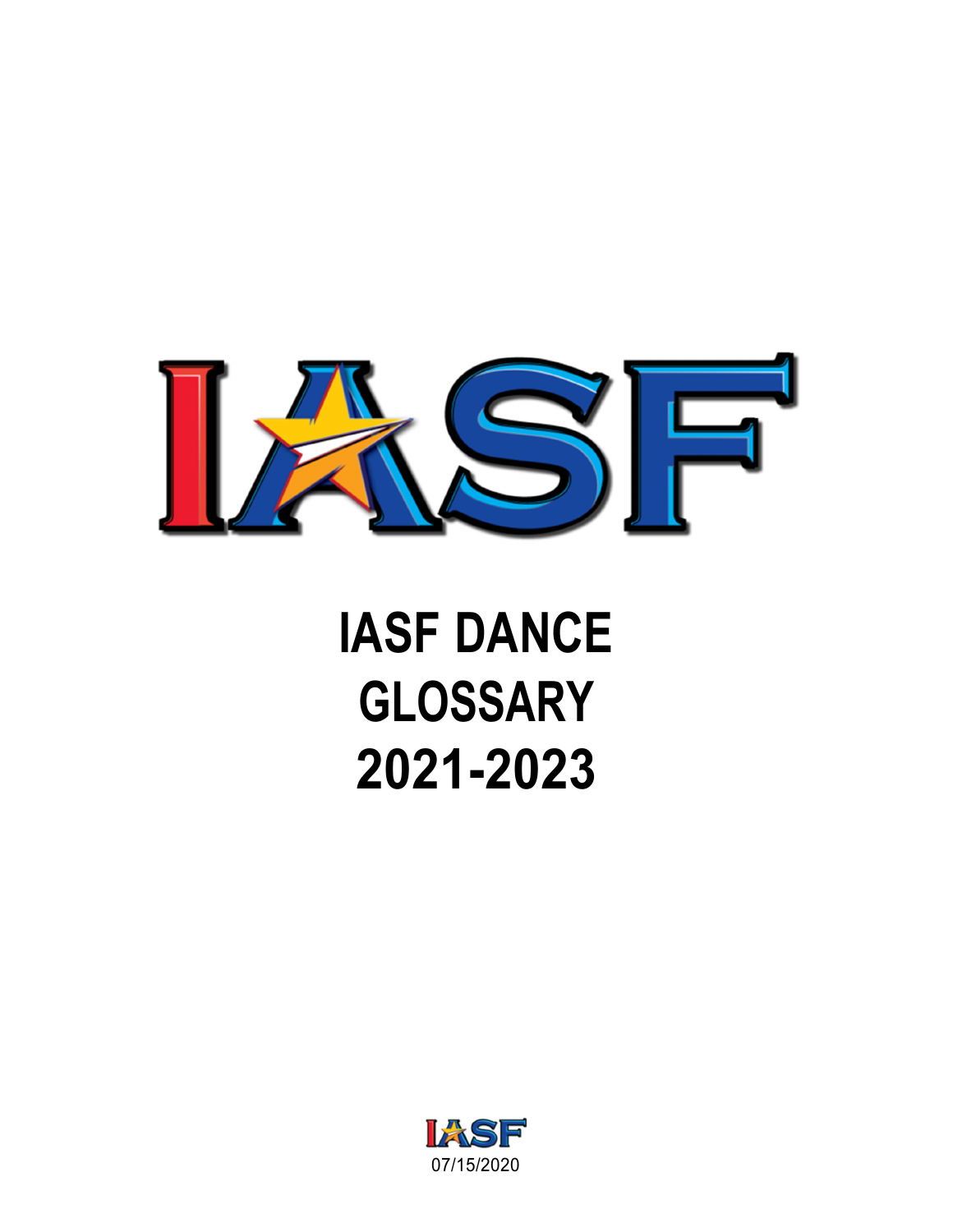# IASF DANCE GLOSSARY 2021-2023

07/15/2020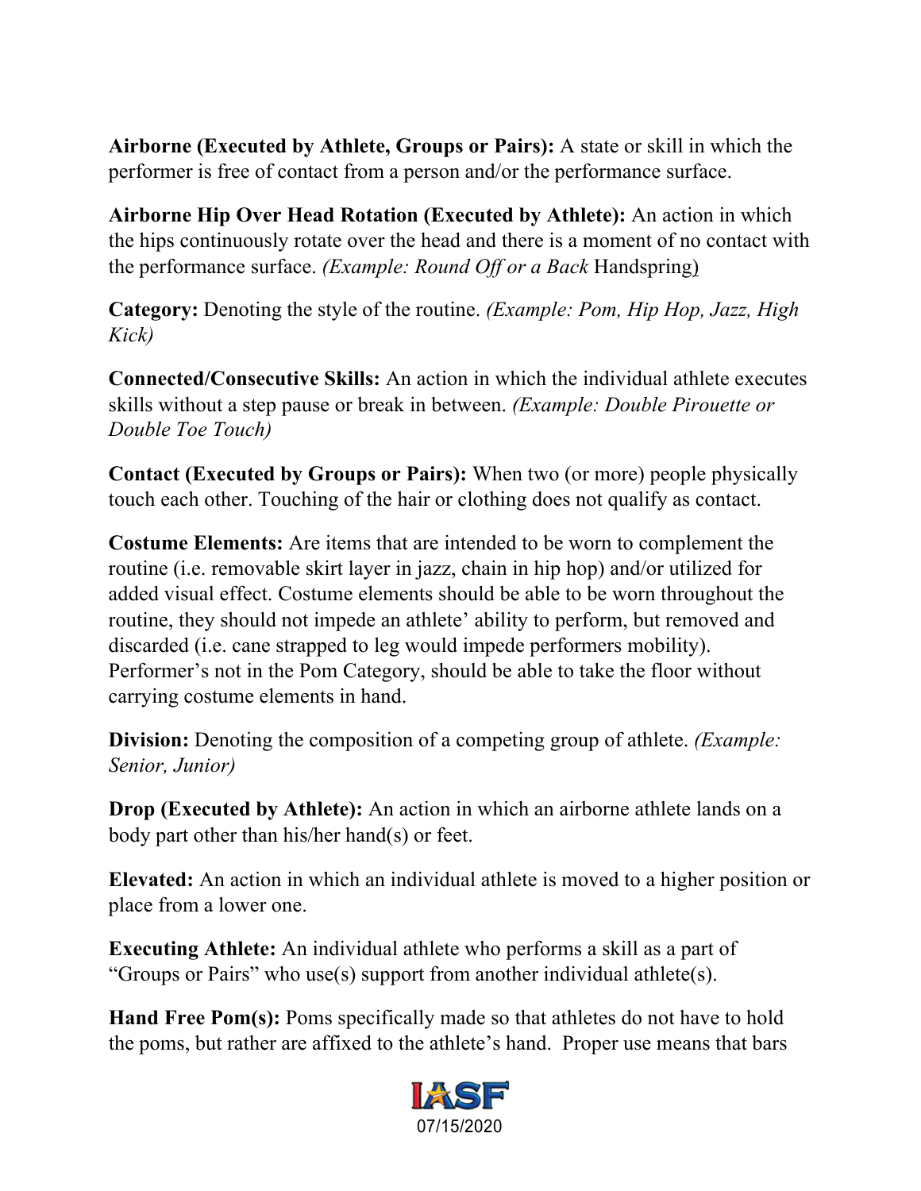**Airborne (Executed by Athlete, Groups or Pairs):** A state or skill in which the performer is free of contact from a person and/or the performance surface.

**Airborne Hip Over Head Rotation (Executed by Athlete):** An action in which the hips continuously rotate over the head and there is a moment of no contact with the performance surface. *(Example: Round Off or a Back* Handspring)

**Category:** Denoting the style of the routine. *(Example: Pom, Hip Hop, Jazz, High Kick)*

**Connected/Consecutive Skills:** An action in which the individual athlete executes skills without a step pause or break in between. *(Example: Double Pirouette or Double Toe Touch)*

**Contact (Executed by Groups or Pairs):** When two (or more) people physically touch each other. Touching of the hair or clothing does not qualify as contact.

**Costume Elements:** Are items that are intended to be worn to complement the routine (i.e. removable skirt layer in jazz, chain in hip hop) and/or utilized for added visual effect. Costume elements should be able to be worn throughout the routine, they should not impede an athlete' ability to perform, but removed and discarded (i.e. cane strapped to leg would impede performers mobility). Performer's not in the Pom Category, should be able to take the floor without carrying costume elements in hand.

**Division:** Denoting the composition of a competing group of athlete. *(Example: Senior, Junior)*

**Drop (Executed by Athlete):** An action in which an airborne athlete lands on a body part other than his/her hand(s) or feet.

**Elevated:** An action in which an individual athlete is moved to a higher position or place from a lower one.

**Executing Athlete:** An individual athlete who performs a skill as a part of "Groups or Pairs" who use(s) support from another individual athlete(s).

**Hand Free Pom(s):** Poms specifically made so that athletes do not have to hold the poms, but rather are affixed to the athlete's hand. Proper use means that bars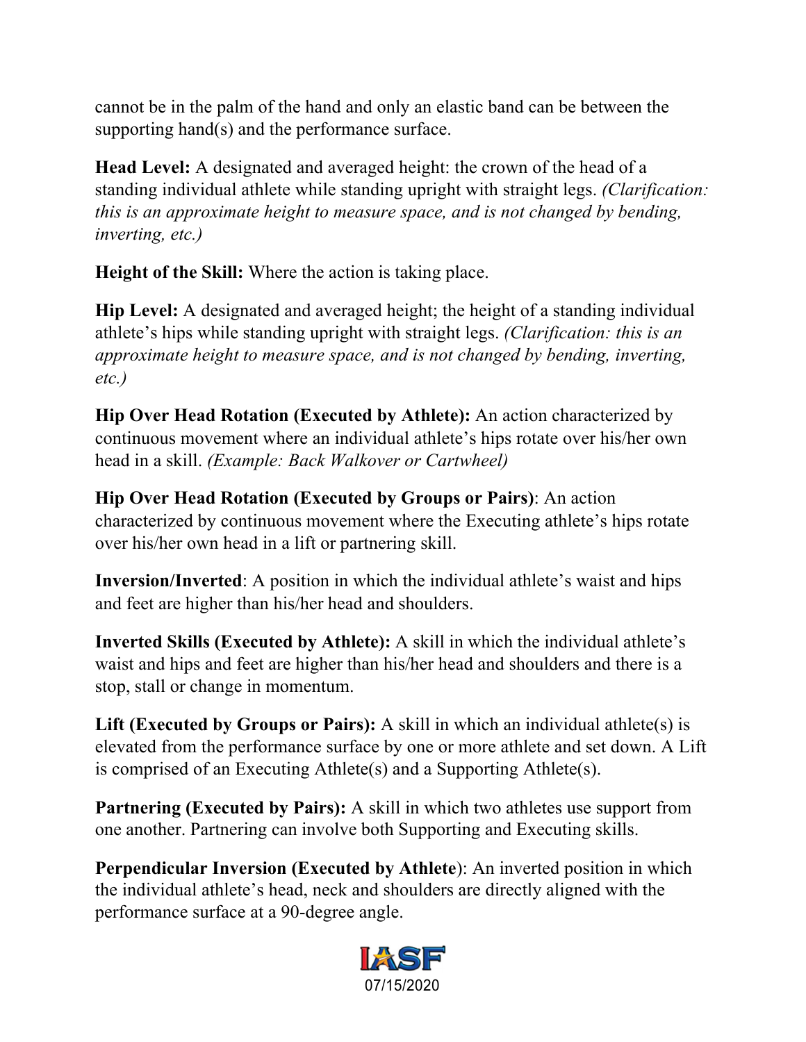cannot be in the palm of the hand and only an elastic band can be between the supporting hand(s) and the performance surface.

**Head Level:** A designated and averaged height: the crown of the head of a standing individual athlete while standing upright with straight legs. *(Clarification: this is an approximate height to measure space, and is not changed by bending, inverting, etc.)*

**Height of the Skill:** Where the action is taking place.

**Hip Level:** A designated and averaged height; the height of a standing individual athlete's hips while standing upright with straight legs. *(Clarification: this is an approximate height to measure space, and is not changed by bending, inverting, etc.)*

**Hip Over Head Rotation (Executed by Athlete):** An action characterized by continuous movement where an individual athlete's hips rotate over his/her own head in a skill. *(Example: Back Walkover or Cartwheel)*

**Hip Over Head Rotation (Executed by Groups or Pairs)**: An action characterized by continuous movement where the Executing athlete's hips rotate over his/her own head in a lift or partnering skill.

**Inversion/Inverted**: A position in which the individual athlete's waist and hips and feet are higher than his/her head and shoulders.

**Inverted Skills (Executed by Athlete):** A skill in which the individual athlete's waist and hips and feet are higher than his/her head and shoulders and there is a stop, stall or change in momentum.

**Lift (Executed by Groups or Pairs):** A skill in which an individual athlete(s) is elevated from the performance surface by one or more athlete and set down. A Lift is comprised of an Executing Athlete(s) and a Supporting Athlete(s).

**Partnering (Executed by Pairs):** A skill in which two athletes use support from one another. Partnering can involve both Supporting and Executing skills.

**Perpendicular Inversion (Executed by Athlete**): An inverted position in which the individual athlete's head, neck and shoulders are directly aligned with the performance surface at a 90-degree angle.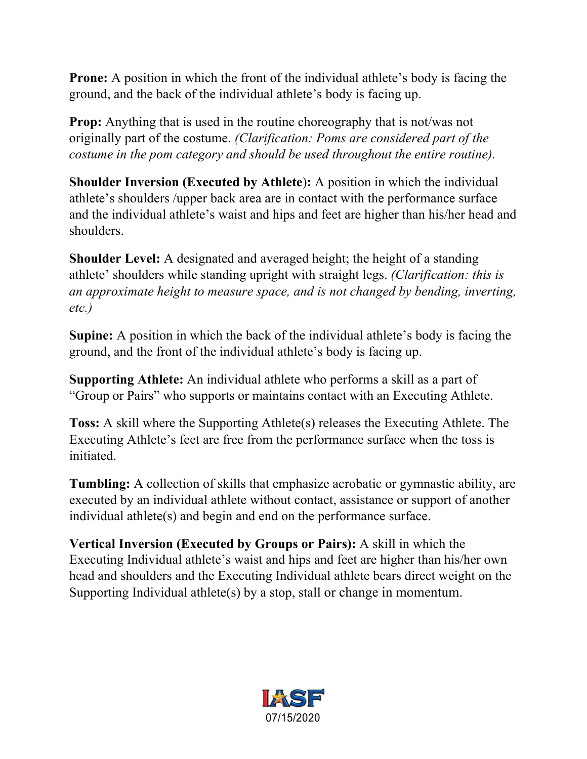**Prone:** A position in which the front of the individual athlete's body is facing the ground, and the back of the individual athlete's body is facing up.

**Prop:** Anything that is used in the routine choreography that is not/was not originally part of the costume. *(Clarification: Poms are considered part of the costume in the pom category and should be used throughout the entire routine).*

**Shoulder Inversion (Executed by Athlete):** A position in which the individual athlete's shoulders /upper back area are in contact with the performance surface and the individual athlete's waist and hips and feet are higher than his/her head and shoulders.

**Shoulder Level:** A designated and averaged height; the height of a standing athlete' shoulders while standing upright with straight legs. *(Clarification: this is an approximate height to measure space, and is not changed by bending, inverting, etc.)*

**Supine:** A position in which the back of the individual athlete's body is facing the ground, and the front of the individual athlete's body is facing up.

**Supporting Athlete:** An individual athlete who performs a skill as a part of "Group or Pairs" who supports or maintains contact with an Executing Athlete.

**Toss:** A skill where the Supporting Athlete(s) releases the Executing Athlete. The Executing Athlete's feet are free from the performance surface when the toss is initiated.

**Tumbling:** A collection of skills that emphasize acrobatic or gymnastic ability, are executed by an individual athlete without contact, assistance or support of another individual athlete(s) and begin and end on the performance surface.

**Vertical Inversion (Executed by Groups or Pairs):** A skill in which the Executing Individual athlete's waist and hips and feet are higher than his/her own head and shoulders and the Executing Individual athlete bears direct weight on the Supporting Individual athlete(s) by a stop, stall or change in momentum.